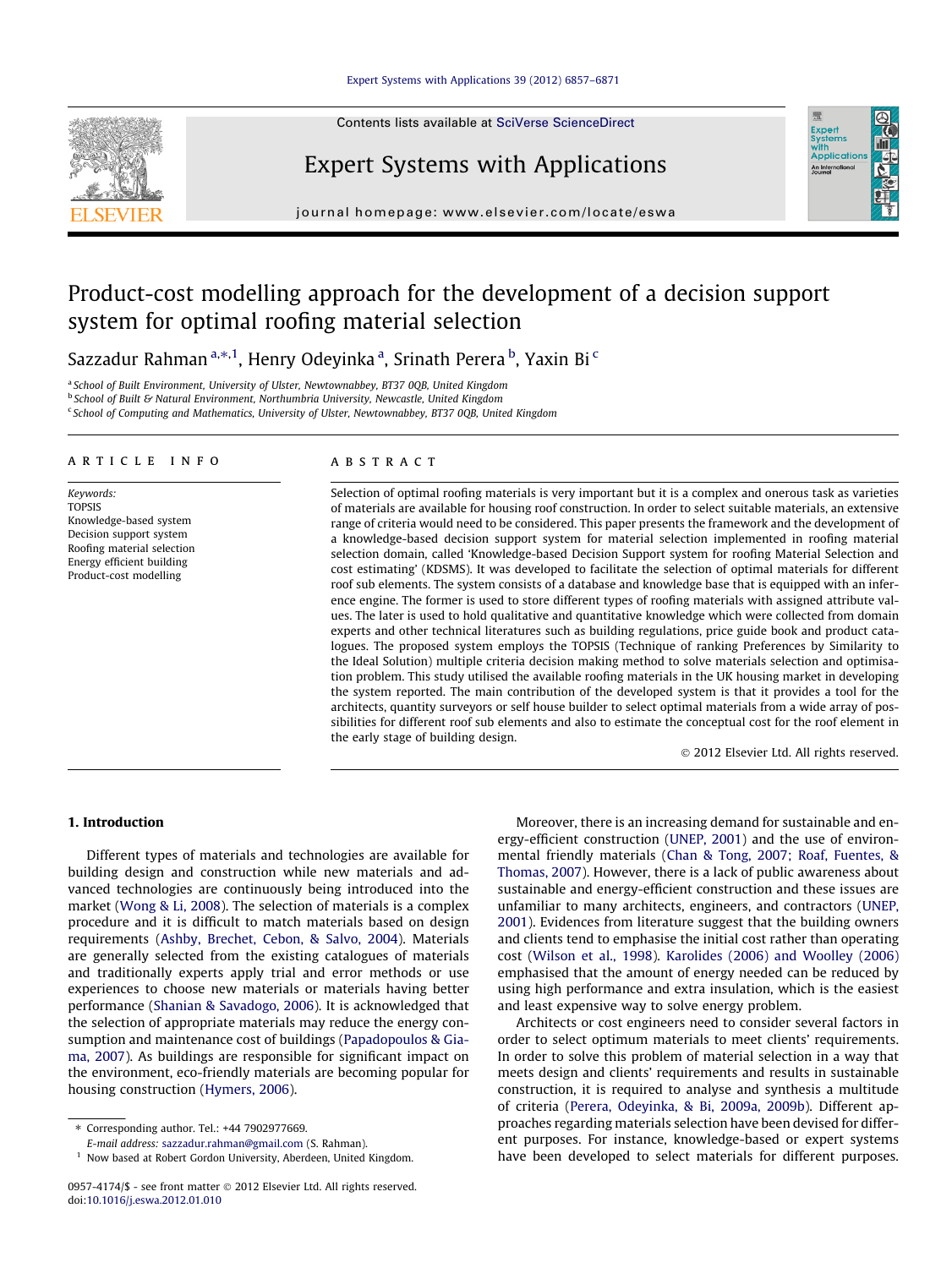# Product-cost modelling approach for the development of a decision support system for optimal roofing material selection

Sazzadur Rahman [a,*,1], Henry Odeyinka [a], Srinath Perera [b], Yaxin Bi [c]

[a] School of Built Environment, University of Ulster, Newtownabbey, BT37 0QB, United Kingdom
[b] School of Built & Natural Environment, Northumbria University, Newcastle, United Kingdom
[c] School of Computing and Mathematics, University of Ulster, Newtownabbey, BT37 0QB, United Kingdom

## ARTICLE INFO

*Keywords:*
TOPSIS
Knowledge-based system
Decision support system
Roofing material selection
Energy efficient building
Product-cost modelling

## ABSTRACT

Selection of optimal roofing materials is very important but it is a complex and onerous task as varieties of materials are available for housing roof construction. In order to select suitable materials, an extensive range of criteria would need to be considered. This paper presents the framework and the development of a knowledge-based decision support system for material selection implemented in roofing material selection domain, called 'Knowledge-based Decision Support system for roofing Material Selection and cost estimating' (KDSMS). It was developed to facilitate the selection of optimal materials for different roof sub elements. The system consists of a database and knowledge base that is equipped with an inference engine. The former is used to store different types of roofing materials with assigned attribute values. The later is used to hold qualitative and quantitative knowledge which were collected from domain experts and other technical literatures such as building regulations, price guide book and product catalogues. The proposed system employs the TOPSIS (Technique of ranking Preferences by Similarity to the Ideal Solution) multiple criteria decision making method to solve materials selection and optimisation problem. This study utilised the available roofing materials in the UK housing market in developing the system reported. The main contribution of the developed system is that it provides a tool for the architects, quantity surveyors or self house builder to select optimal materials from a wide array of possibilities for different roof sub elements and also to estimate the conceptual cost for the roof element in the early stage of building design.

© 2012 Elsevier Ltd. All rights reserved.

## 1. Introduction

Different types of materials and technologies are available for building design and construction while new materials and advanced technologies are continuously being introduced into the market (Wong & Li, 2008). The selection of materials is a complex procedure and it is difficult to match materials based on design requirements (Ashby, Brechet, Cebon, & Salvo, 2004). Materials are generally selected from the existing catalogues of materials and traditionally experts apply trial and error methods or use experiences to choose new materials or materials having better performance (Shanian & Savadogo, 2006). It is acknowledged that the selection of appropriate materials may reduce the energy consumption and maintenance cost of buildings (Papadopoulos & Giama, 2007). As buildings are responsible for significant impact on the environment, eco-friendly materials are becoming popular for housing construction (Hymers, 2006).

Moreover, there is an increasing demand for sustainable and energy-efficient construction (UNEP, 2001) and the use of environmental friendly materials (Chan & Tong, 2007; Roaf, Fuentes, & Thomas, 2007). However, there is a lack of public awareness about sustainable and energy-efficient construction and these issues are unfamiliar to many architects, engineers, and contractors (UNEP, 2001). Evidences from literature suggest that the building owners and clients tend to emphasise the initial cost rather than operating cost (Wilson et al., 1998). Karolides (2006) and Woolley (2006) emphasised that the amount of energy needed can be reduced by using high performance and extra insulation, which is the easiest and least expensive way to solve energy problem.

Architects or cost engineers need to consider several factors in order to select optimum materials to meet clients' requirements. In order to solve this problem of material selection in a way that meets design and clients' requirements and results in sustainable construction, it is required to analyse and synthesis a multitude of criteria (Perera, Odeyinka, & Bi, 2009a, 2009b). Different approaches regarding materials selection have been devised for different purposes. For instance, knowledge-based or expert systems have been developed to select materials for different purposes.

---

\* Corresponding author. Tel.: +44 7902977669.
*E-mail address:* sazzadur.rahman@gmail.com (S. Rahman).
[1] Now based at Robert Gordon University, Aberdeen, United Kingdom.

0957-4174/$ - see front matter © 2012 Elsevier Ltd. All rights reserved.
doi:10.1016/j.eswa.2012.01.010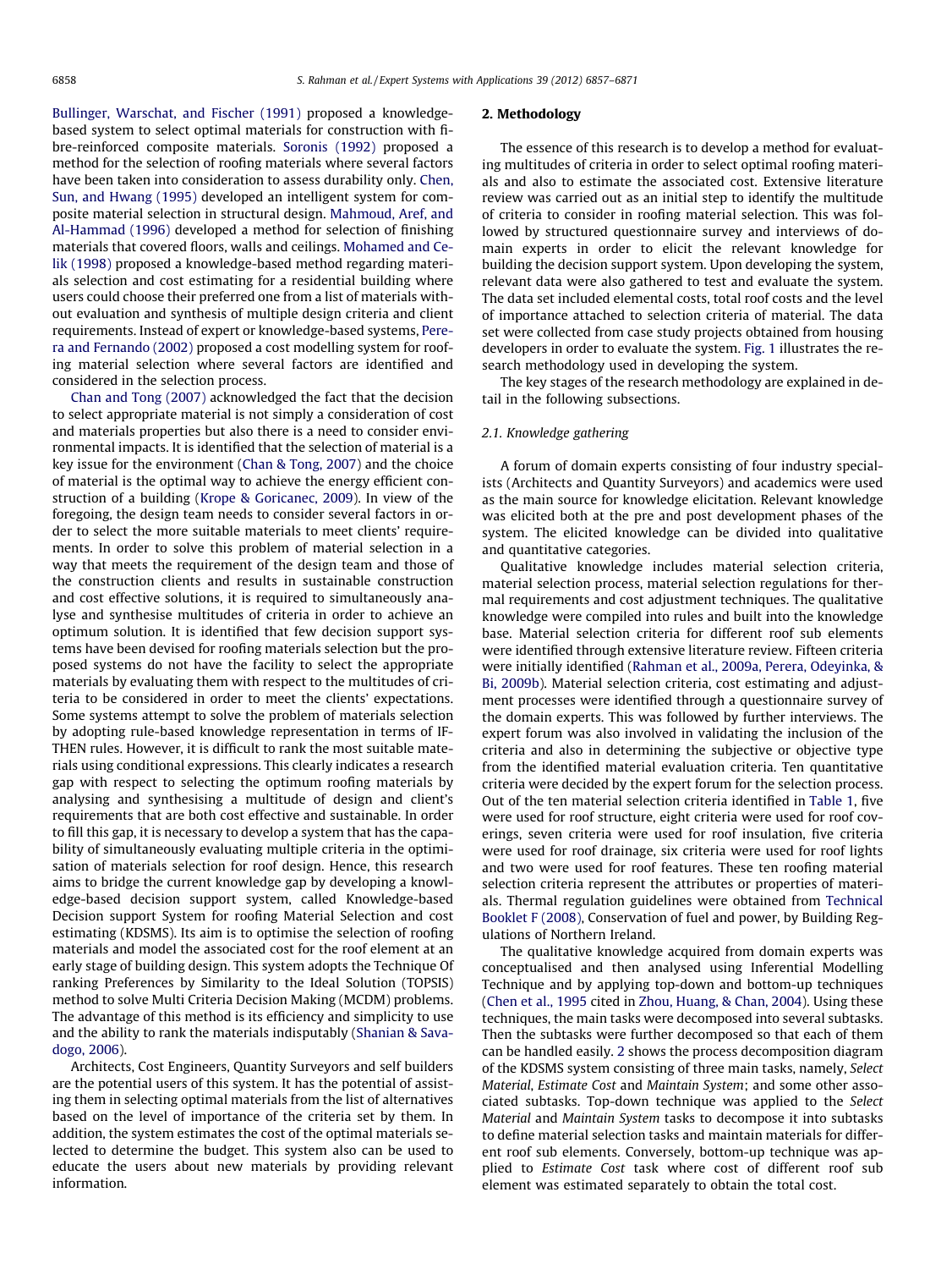Bullinger, Warschat, and Fischer (1991) proposed a knowledge-based system to select optimal materials for construction with fibre-reinforced composite materials. Soronis (1992) proposed a method for the selection of roofing materials where several factors have been taken into consideration to assess durability only. Chen, Sun, and Hwang (1995) developed an intelligent system for composite material selection in structural design. Mahmoud, Aref, and Al-Hammad (1996) developed a method for selection of finishing materials that covered floors, walls and ceilings. Mohamed and Celik (1998) proposed a knowledge-based method regarding materials selection and cost estimating for a residential building where users could choose their preferred one from a list of materials without evaluation and synthesis of multiple design criteria and client requirements. Instead of expert or knowledge-based systems, Perera and Fernando (2002) proposed a cost modelling system for roofing material selection where several factors are identified and considered in the selection process.

Chan and Tong (2007) acknowledged the fact that the decision to select appropriate material is not simply a consideration of cost and materials properties but also there is a need to consider environmental impacts. It is identified that the selection of material is a key issue for the environment (Chan & Tong, 2007) and the choice of material is the optimum way to achieve the energy efficient construction of a building (Krope & Goricanec, 2009). In view of the foregoing, the design team needs to consider several factors in order to select the more suitable materials to meet clients' requirements. In order to solve this problem of material selection in a way that meets the requirement of the design team and those of the construction clients and results in sustainable construction and cost effective solutions, it is required to simultaneously analyse and synthesise multitudes of criteria in order to achieve an optimum solution. It is identified that few decision support systems have been devised for roofing materials selection but the proposed systems do not have the facility to select the appropriate materials by evaluating them with respect to the multitudes of criteria to be considered in order to meet the clients' expectations. Some systems attempt to solve the problem of materials selection by adopting rule-based knowledge representation in terms of IF-THEN rules. However, it is difficult to rank the most suitable materials using conditional expressions. This clearly indicates a research gap with respect to selecting the optimum roofing materials by analysing and synthesising a multitude of design and client's requirements that are both cost effective and sustainable. In order to fill this gap, it is necessary to develop a system that has the capability of simultaneously evaluating multiple criteria in the optimisation of materials selection for roof design. Hence, this research aims to bridge the current knowledge gap by developing a knowledge-based decision support system, called Knowledge-based Decision support System for roofing Material Selection and cost estimating (KDSMS). Its aim is to optimise the selection of roofing materials and model the associated cost for the roof element at an early stage of building design. This system adopts the Technique Of ranking Preferences by Similarity to the Ideal Solution (TOPSIS) method to solve Multi Criteria Decision Making (MCDM) problems. The advantage of this method is its efficiency and simplicity to use and the ability to rank the materials indisputably (Shanian & Savadogo, 2006).

Architects, Cost Engineers, Quantity Surveyors and self builders are the potential users of this system. It has the potential of assisting them in selecting optimal materials from the list of alternatives based on the level of importance of the criteria set by them. In addition, the system estimates the cost of the optimal materials selected to determine the budget. This system also can be used to educate the users about new materials by providing relevant information.

## 2. Methodology

The essence of this research is to develop a method for evaluating multitudes of criteria in order to select optimal roofing materials and also to estimate the associated cost. Extensive literature review was carried out as an initial step to identify the multitude of criteria to consider in roofing material selection. This was followed by structured questionnaire survey and interviews of domain experts in order to elicit the relevant knowledge for building the decision support system. Upon developing the system, relevant data were also gathered to test and evaluate the system. The data set included elemental costs, total roof costs and the level of importance attached to selection criteria of material. The data set were collected from case study projects obtained from housing developers in order to evaluate the system. Fig. 1 illustrates the research methodology used in developing the system.

The key stages of the research methodology are explained in detail in the following subsections.

### 2.1. Knowledge gathering

A forum of domain experts consisting of four industry specialists (Architects and Quantity Surveyors) and academics were used as the main source for knowledge elicitation. Relevant knowledge was elicited both at the pre and post development phases of the system. The elicited knowledge can be divided into qualitative and quantitative categories.

Qualitative knowledge includes material selection criteria, material selection process, material selection regulations for thermal requirements and cost adjustment techniques. The qualitative knowledge were compiled into rules and built into the knowledge base. Material selection criteria for different roof sub elements were identified through extensive literature review. Fifteen criteria were initially identified (Rahman et al., 2009a, Perera, Odeyinka, & Bi, 2009b). Material selection criteria, cost estimating and adjustment processes were identified through a questionnaire survey of the domain experts. This was followed by further interviews. The expert forum was also involved in validating the inclusion of the criteria and also in determining the subjective or objective type from the identified material evaluation criteria. Ten quantitative criteria were decided by the expert forum for the selection process. Out of the ten material selection criteria identified in Table 1, five were used for roof structure, eight criteria were used for roof coverings, seven criteria were used for roof insulation, five criteria were used for roof drainage, six criteria were used for roof lights and two were used for roof features. These ten roofing material selection criteria represent the attributes or properties of materials. Thermal regulation guidelines were obtained from Technical Booklet F (2008), Conservation of fuel and power, by Building Regulations of Northern Ireland.

The qualitative knowledge acquired from domain experts was conceptualised and then analysed using Inferential Modelling Technique and by applying top-down and bottom-up techniques (Chen et al., 1995 cited in Zhou, Huang, & Chan, 2004). Using these techniques, the main tasks were decomposed into several subtasks. Then the subtasks were further decomposed so that each of them can be handled easily. 2 shows the process decomposition diagram of the KDSMS system consisting of three main tasks, namely, *Select Material*, *Estimate Cost* and *Maintain System*; and some other associated subtasks. Top-down technique was applied to the *Select Material* and *Maintain System* tasks to decompose it into subtasks to define material selection tasks and maintain materials for different roof sub elements. Conversely, bottom-up technique was applied to *Estimate Cost* task where cost of different roof sub element was estimated separately to obtain the total cost.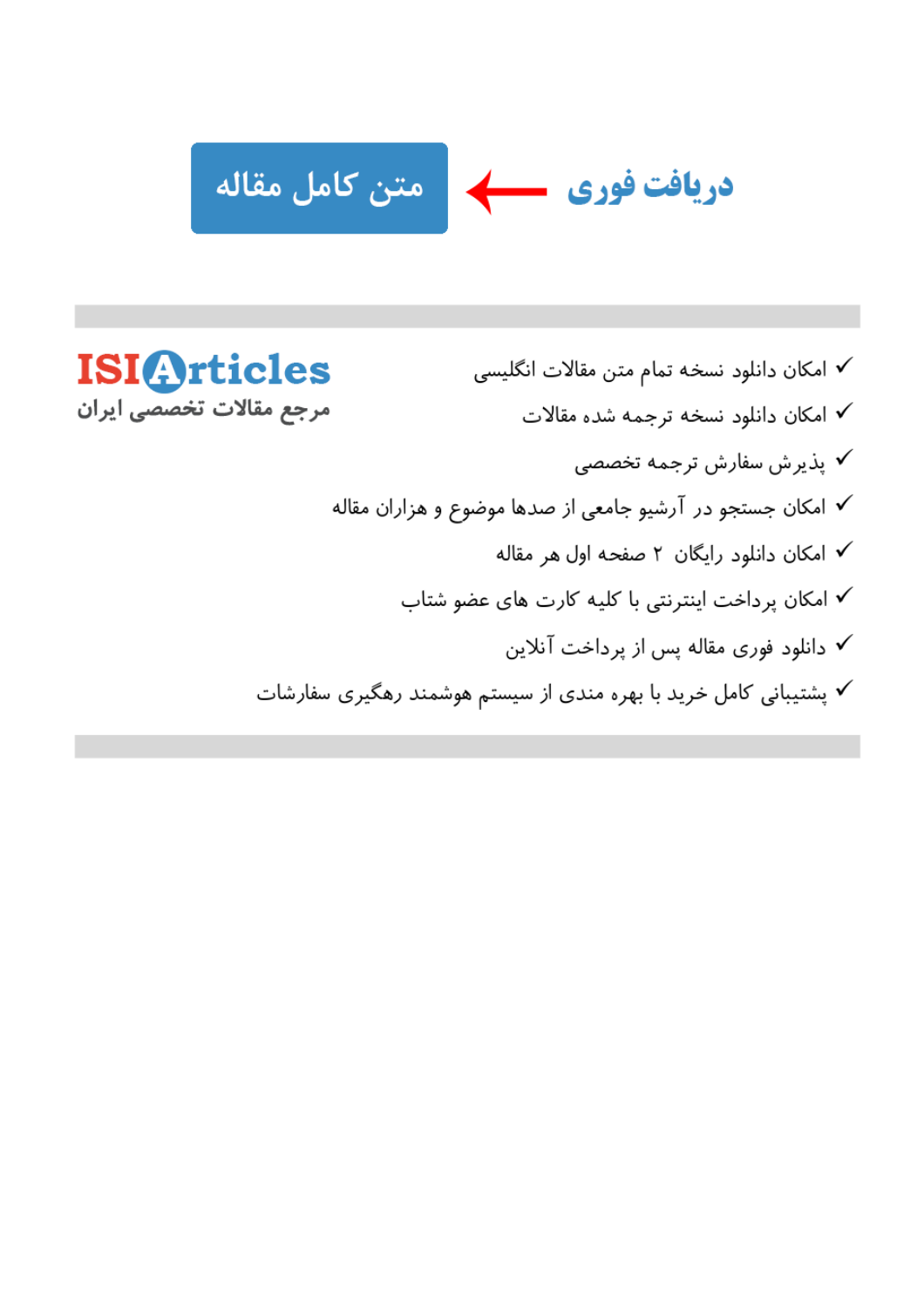دریافت فوری ← **متن کامل مقاله**

**ISIArticles**
مرجع مقالات تخصصی ایران

- ✓ امکان دانلود نسخه تمام متن مقالات انگلیسی
- ✓ امکان دانلود نسخه ترجمه شده مقالات
- ✓ پذیرش سفارش ترجمه تخصصی
- ✓ امکان جستجو در آرشیو جامعی از صدها موضوع و هزاران مقاله
- ✓ امکان دانلود رایگان ۲ صفحه اول هر مقاله
- ✓ امکان پرداخت اینترنتی با کلیه کارت های عضو شتاب
- ✓ دانلود فوری مقاله پس از پرداخت آنلاین
- ✓ پشتیبانی کامل خرید با بهره مندی از سیستم هوشمند رهگیری سفارشات